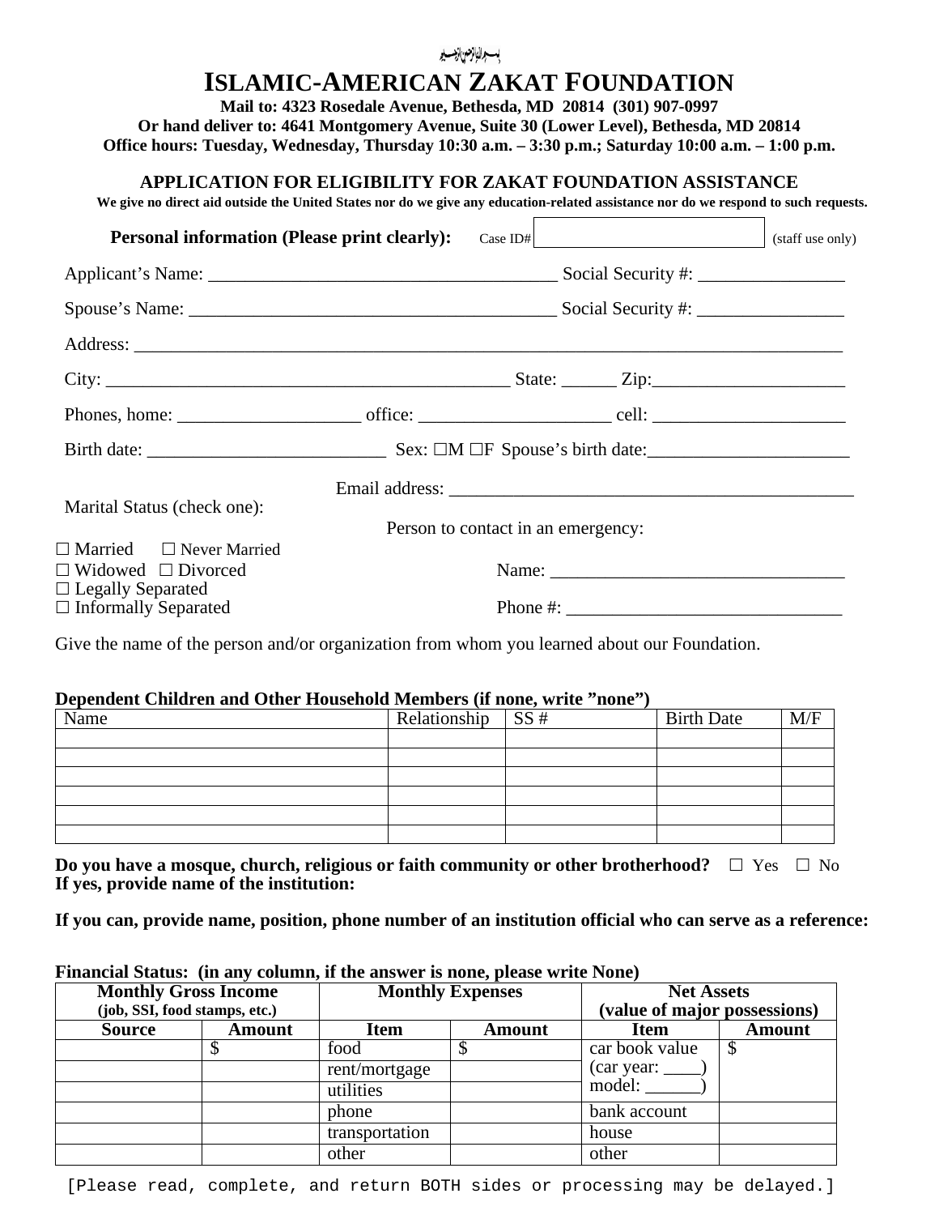بسم الله الرحمن الرحيم

# ISLAMIC-AMERICAN ZAKAT FOUNDATION

**Mail to: 4323 Rosedale Avenue, Bethesda, MD 20814 (301) 907-0997**
**Or hand deliver to: 4641 Montgomery Avenue, Suite 30 (Lower Level), Bethesda, MD 20814**
**Office hours: Tuesday, Wednesday, Thursday 10:30 a.m. – 3:30 p.m.; Saturday 10:00 a.m. – 1:00 p.m.**

## APPLICATION FOR ELIGIBILITY FOR ZAKAT FOUNDATION ASSISTANCE

**We give no direct aid outside the United States nor do we give any education-related assistance nor do we respond to such requests.**

**Personal information (Please print clearly):** Case ID# ____________ (staff use only)

Applicant's Name: ______________________________ Social Security #: ______________

Spouse's Name: ______________________________ Social Security #: ______________

Address: ______________________________________________________________

City: ______________________________ State: ______ Zip: __________________

Phones, home: __________________ office: __________________ cell: __________________

Birth date: ______________________ Sex: ☐M ☐F Spouse's birth date: ____________________

Email address: ________________________________________

Marital Status (check one):

☐ Married ☐ Never Married
☐ Widowed ☐ Divorced
☐ Legally Separated
☐ Informally Separated

Person to contact in an emergency:

Name: ______________________________

Phone #: ______________________________

Give the name of the person and/or organization from whom you learned about our Foundation.

**Dependent Children and Other Household Members (if none, write "none")**

| Name | Relationship | SS # | Birth Date | M/F |
|---|---|---|---|---|
| | | | | |
| | | | | |
| | | | | |
| | | | | |
| | | | | |
| | | | | |

**Do you have a mosque, church, religious or faith community or other brotherhood?** ☐ Yes ☐ No
**If yes, provide name of the institution:**

**If you can, provide name, position, phone number of an institution official who can serve as a reference:**

**Financial Status: (in any column, if the answer is none, please write None)**

| **Monthly Gross Income** (job, SSI, food stamps, etc.) | | **Monthly Expenses** | | **Net Assets** (value of major possessions) | |
|---|---|---|---|---|---|
| **Source** | **Amount** | **Item** | **Amount** | **Item** | **Amount** |
| | $ | food | $ | car book value (car year: ____) model: ______) | $ |
| | | rent/mortgage | | | |
| | | utilities | | | |
| | | phone | | bank account | |
| | | transportation | | house | |
| | | other | | other | |

[Please read, complete, and return BOTH sides or processing may be delayed.]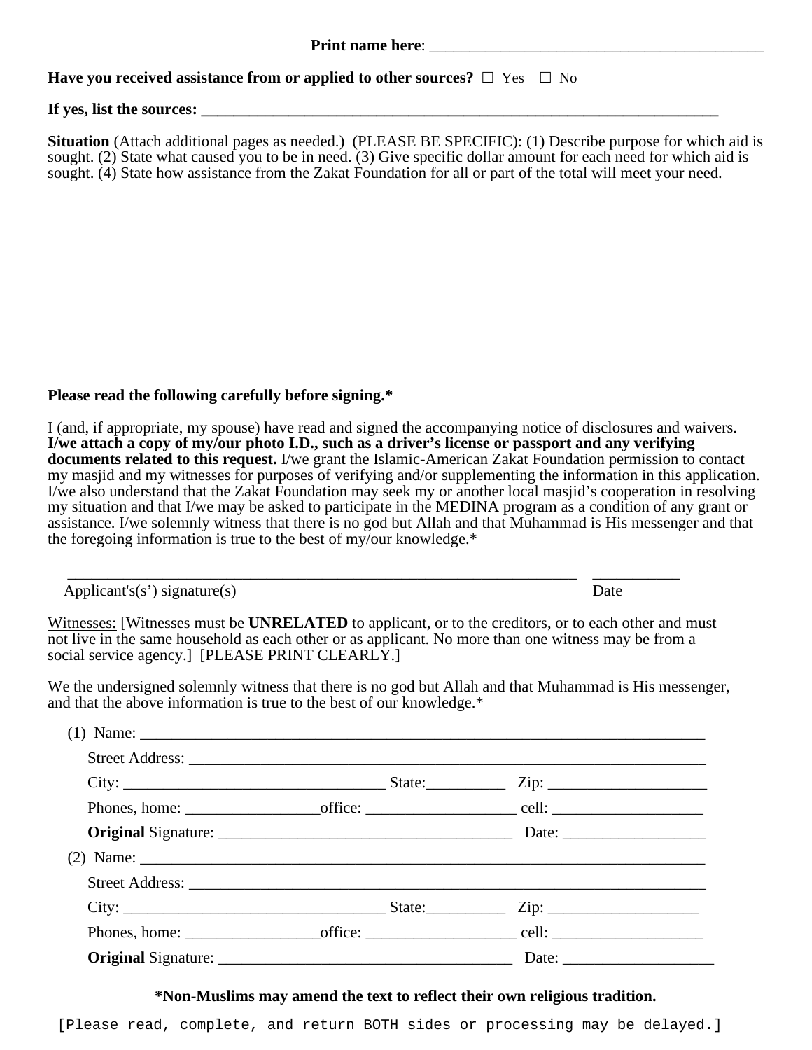**Print name here**: ___________________________________________

**Have you received assistance from or applied to other sources?** ☐ Yes ☐ No

**If yes, list the sources: ___________________________________________________________________**

**Situation** (Attach additional pages as needed.) (PLEASE BE SPECIFIC): (1) Describe purpose for which aid is sought. (2) State what caused you to be in need. (3) Give specific dollar amount for each need for which aid is sought. (4) State how assistance from the Zakat Foundation for all or part of the total will meet your need.

**Please read the following carefully before signing.***

I (and, if appropriate, my spouse) have read and signed the accompanying notice of disclosures and waivers. **I/we attach a copy of my/our photo I.D., such as a driver's license or passport and any verifying documents related to this request.** I/we grant the Islamic-American Zakat Foundation permission to contact my masjid and my witnesses for purposes of verifying and/or supplementing the information in this application. I/we also understand that the Zakat Foundation may seek my or another local masjid's cooperation in resolving my situation and that I/we may be asked to participate in the MEDINA program as a condition of any grant or assistance. I/we solemnly witness that there is no god but Allah and that Muhammad is His messenger and that the foregoing information is true to the best of my/our knowledge.*

_________________________________________________________________ ___________

Applicant's(s') signature(s) Date

<u>Witnesses:</u> [Witnesses must be **UNRELATED** to applicant, or to the creditors, or to each other and must not live in the same household as each other or as applicant. No more than one witness may be from a social service agency.] [PLEASE PRINT CLEARLY.]

We the undersigned solemnly witness that there is no god but Allah and that Muhammad is His messenger, and that the above information is true to the best of our knowledge.*

(1) Name: _______________________________________________________________________

Street Address: __________________________________________________________________

City: ________________________________ State:__________ Zip: ____________________

Phones, home: ________________office: __________________ cell: ___________________

**Original** Signature: _____________________________________ Date: __________________

(2) Name: _______________________________________________________________________

Street Address: __________________________________________________________________

City: ________________________________ State:__________ Zip: ____________________

Phones, home: ________________office: __________________ cell: ___________________

**Original** Signature: _____________________________________ Date: ___________________

**\*Non-Muslims may amend the text to reflect their own religious tradition.**

[Please read, complete, and return BOTH sides or processing may be delayed.]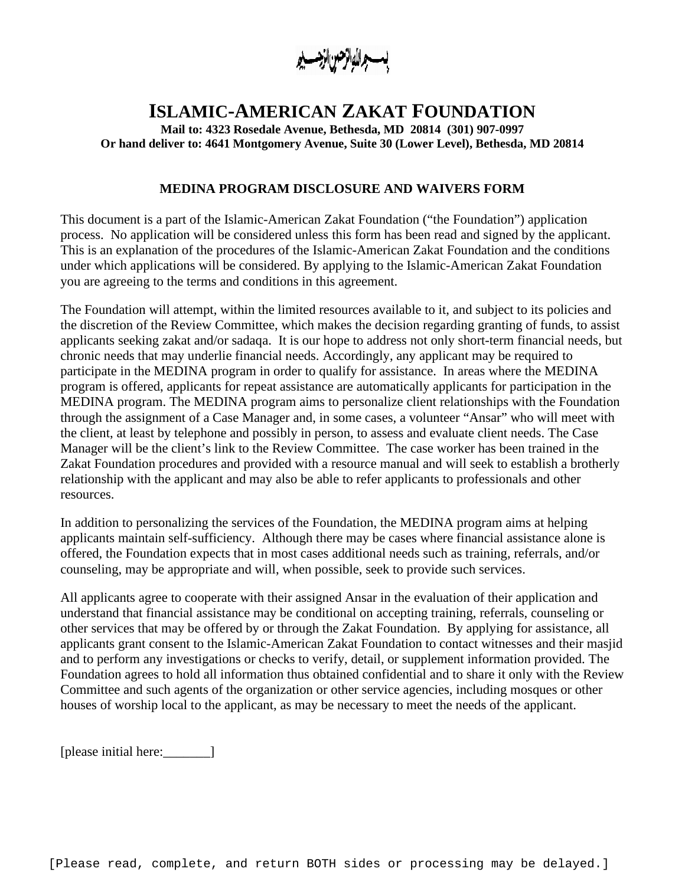بسم الله الرحمن الرحيم

# ISLAMIC-AMERICAN ZAKAT FOUNDATION

**Mail to: 4323 Rosedale Avenue, Bethesda, MD 20814 (301) 907-0997**
**Or hand deliver to: 4641 Montgomery Avenue, Suite 30 (Lower Level), Bethesda, MD 20814**

## MEDINA PROGRAM DISCLOSURE AND WAIVERS FORM

This document is a part of the Islamic-American Zakat Foundation ("the Foundation") application process. No application will be considered unless this form has been read and signed by the applicant. This is an explanation of the procedures of the Islamic-American Zakat Foundation and the conditions under which applications will be considered. By applying to the Islamic-American Zakat Foundation you are agreeing to the terms and conditions in this agreement.

The Foundation will attempt, within the limited resources available to it, and subject to its policies and the discretion of the Review Committee, which makes the decision regarding granting of funds, to assist applicants seeking zakat and/or sadaqa. It is our hope to address not only short-term financial needs, but chronic needs that may underlie financial needs. Accordingly, any applicant may be required to participate in the MEDINA program in order to qualify for assistance. In areas where the MEDINA program is offered, applicants for repeat assistance are automatically applicants for participation in the MEDINA program. The MEDINA program aims to personalize client relationships with the Foundation through the assignment of a Case Manager and, in some cases, a volunteer "Ansar" who will meet with the client, at least by telephone and possibly in person, to assess and evaluate client needs. The Case Manager will be the client's link to the Review Committee. The case worker has been trained in the Zakat Foundation procedures and provided with a resource manual and will seek to establish a brotherly relationship with the applicant and may also be able to refer applicants to professionals and other resources.

In addition to personalizing the services of the Foundation, the MEDINA program aims at helping applicants maintain self-sufficiency. Although there may be cases where financial assistance alone is offered, the Foundation expects that in most cases additional needs such as training, referrals, and/or counseling, may be appropriate and will, when possible, seek to provide such services.

All applicants agree to cooperate with their assigned Ansar in the evaluation of their application and understand that financial assistance may be conditional on accepting training, referrals, counseling or other services that may be offered by or through the Zakat Foundation. By applying for assistance, all applicants grant consent to the Islamic-American Zakat Foundation to contact witnesses and their masjid and to perform any investigations or checks to verify, detail, or supplement information provided. The Foundation agrees to hold all information thus obtained confidential and to share it only with the Review Committee and such agents of the organization or other service agencies, including mosques or other houses of worship local to the applicant, as may be necessary to meet the needs of the applicant.

[please initial here:_______]

[Please read, complete, and return BOTH sides or processing may be delayed.]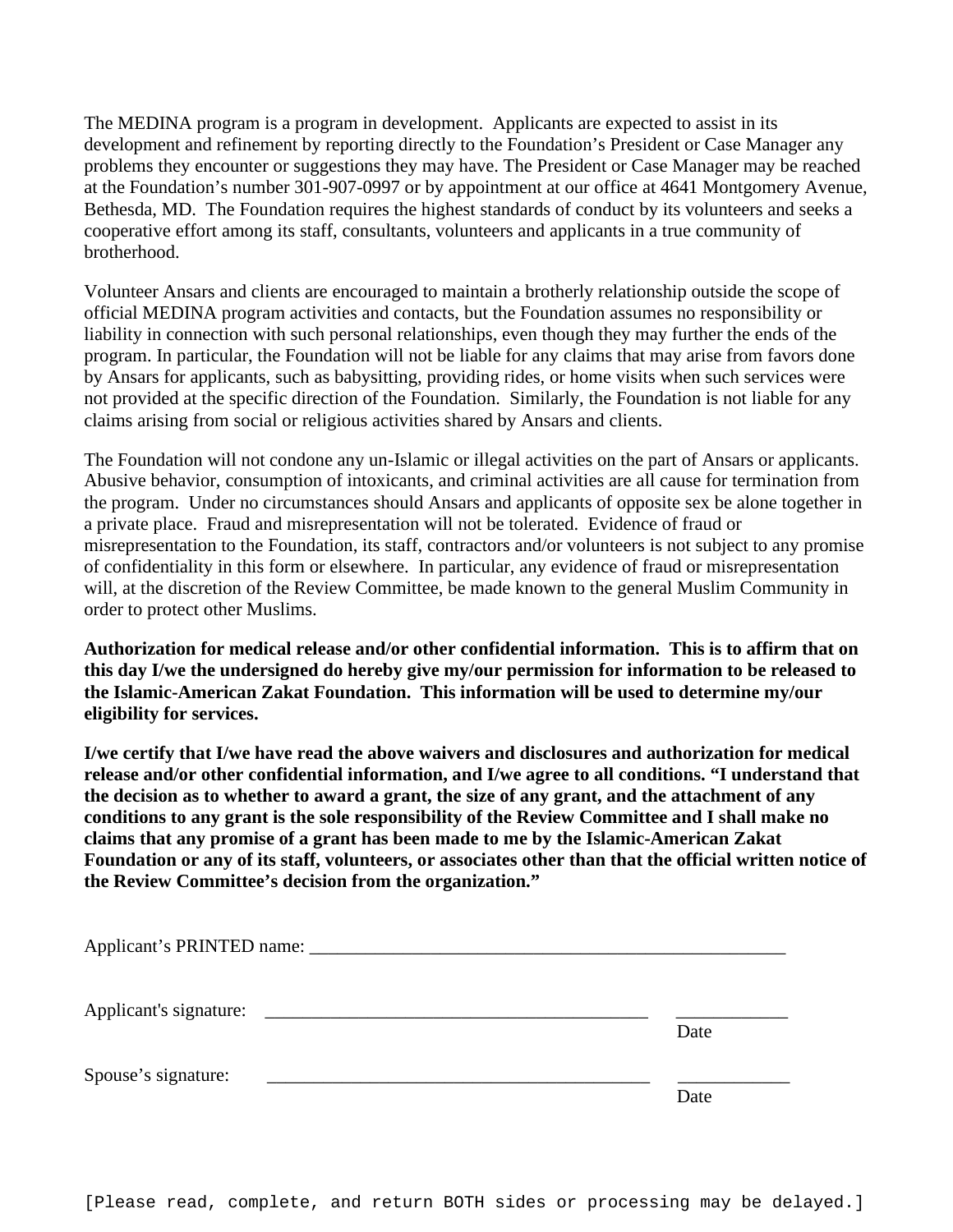The MEDINA program is a program in development. Applicants are expected to assist in its development and refinement by reporting directly to the Foundation's President or Case Manager any problems they encounter or suggestions they may have. The President or Case Manager may be reached at the Foundation's number 301-907-0997 or by appointment at our office at 4641 Montgomery Avenue, Bethesda, MD. The Foundation requires the highest standards of conduct by its volunteers and seeks a cooperative effort among its staff, consultants, volunteers and applicants in a true community of brotherhood.

Volunteer Ansars and clients are encouraged to maintain a brotherly relationship outside the scope of official MEDINA program activities and contacts, but the Foundation assumes no responsibility or liability in connection with such personal relationships, even though they may further the ends of the program. In particular, the Foundation will not be liable for any claims that may arise from favors done by Ansars for applicants, such as babysitting, providing rides, or home visits when such services were not provided at the specific direction of the Foundation. Similarly, the Foundation is not liable for any claims arising from social or religious activities shared by Ansars and clients.

The Foundation will not condone any un-Islamic or illegal activities on the part of Ansars or applicants. Abusive behavior, consumption of intoxicants, and criminal activities are all cause for termination from the program. Under no circumstances should Ansars and applicants of opposite sex be alone together in a private place. Fraud and misrepresentation will not be tolerated. Evidence of fraud or misrepresentation to the Foundation, its staff, contractors and/or volunteers is not subject to any promise of confidentiality in this form or elsewhere. In particular, any evidence of fraud or misrepresentation will, at the discretion of the Review Committee, be made known to the general Muslim Community in order to protect other Muslims.

**Authorization for medical release and/or other confidential information. This is to affirm that on this day I/we the undersigned do hereby give my/our permission for information to be released to the Islamic-American Zakat Foundation. This information will be used to determine my/our eligibility for services.**

**I/we certify that I/we have read the above waivers and disclosures and authorization for medical release and/or other confidential information, and I/we agree to all conditions. "I understand that the decision as to whether to award a grant, the size of any grant, and the attachment of any conditions to any grant is the sole responsibility of the Review Committee and I shall make no claims that any promise of a grant has been made to me by the Islamic-American Zakat Foundation or any of its staff, volunteers, or associates other than that the official written notice of the Review Committee's decision from the organization."**

Applicant's PRINTED name: _______________________________________________________

Applicant's signature: ___________________________________________ ____________
Date

Spouse's signature: ___________________________________________ ____________
Date

[Please read, complete, and return BOTH sides or processing may be delayed.]